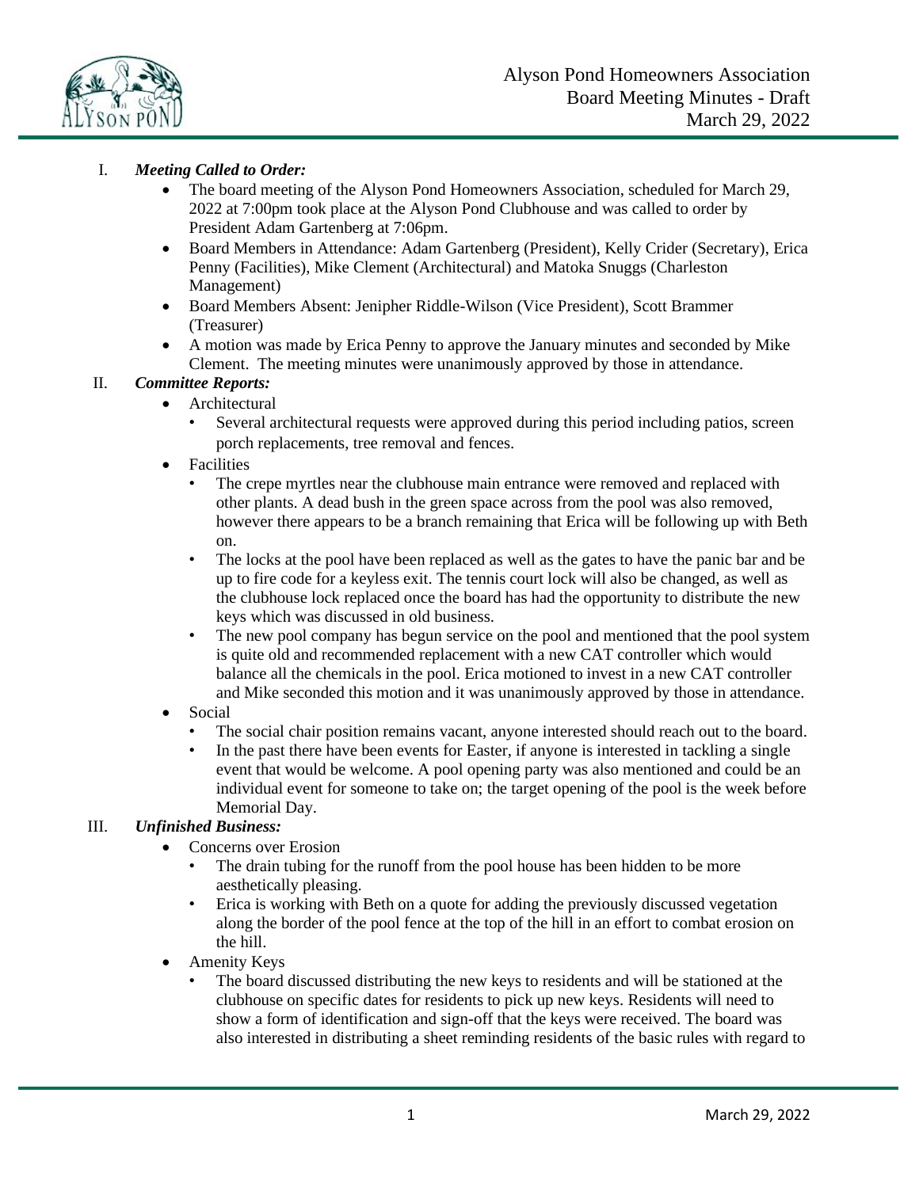Alyson Pond Homeowners Association
Board Meeting Minutes - Draft
March 29, 2022

I. ***Meeting Called to Order:***
   - The board meeting of the Alyson Pond Homeowners Association, scheduled for March 29, 2022 at 7:00pm took place at the Alyson Pond Clubhouse and was called to order by President Adam Gartenberg at 7:06pm.
   - Board Members in Attendance: Adam Gartenberg (President), Kelly Crider (Secretary), Erica Penny (Facilities), Mike Clement (Architectural) and Matoka Snuggs (Charleston Management)
   - Board Members Absent: Jenipher Riddle-Wilson (Vice President), Scott Brammer (Treasurer)
   - A motion was made by Erica Penny to approve the January minutes and seconded by Mike Clement. The meeting minutes were unanimously approved by those in attendance.

II. ***Committee Reports:***
   - Architectural
     - Several architectural requests were approved during this period including patios, screen porch replacements, tree removal and fences.
   - Facilities
     - The crepe myrtles near the clubhouse main entrance were removed and replaced with other plants. A dead bush in the green space across from the pool was also removed, however there appears to be a branch remaining that Erica will be following up with Beth on.
     - The locks at the pool have been replaced as well as the gates to have the panic bar and be up to fire code for a keyless exit. The tennis court lock will also be changed, as well as the clubhouse lock replaced once the board has had the opportunity to distribute the new keys which was discussed in old business.
     - The new pool company has begun service on the pool and mentioned that the pool system is quite old and recommended replacement with a new CAT controller which would balance all the chemicals in the pool. Erica motioned to invest in a new CAT controller and Mike seconded this motion and it was unanimously approved by those in attendance.
   - Social
     - The social chair position remains vacant, anyone interested should reach out to the board.
     - In the past there have been events for Easter, if anyone is interested in tackling a single event that would be welcome. A pool opening party was also mentioned and could be an individual event for someone to take on; the target opening of the pool is the week before Memorial Day.

III. ***Unfinished Business:***
   - Concerns over Erosion
     - The drain tubing for the runoff from the pool house has been hidden to be more aesthetically pleasing.
     - Erica is working with Beth on a quote for adding the previously discussed vegetation along the border of the pool fence at the top of the hill in an effort to combat erosion on the hill.
   - Amenity Keys
     - The board discussed distributing the new keys to residents and will be stationed at the clubhouse on specific dates for residents to pick up new keys. Residents will need to show a form of identification and sign-off that the keys were received. The board was also interested in distributing a sheet reminding residents of the basic rules with regard to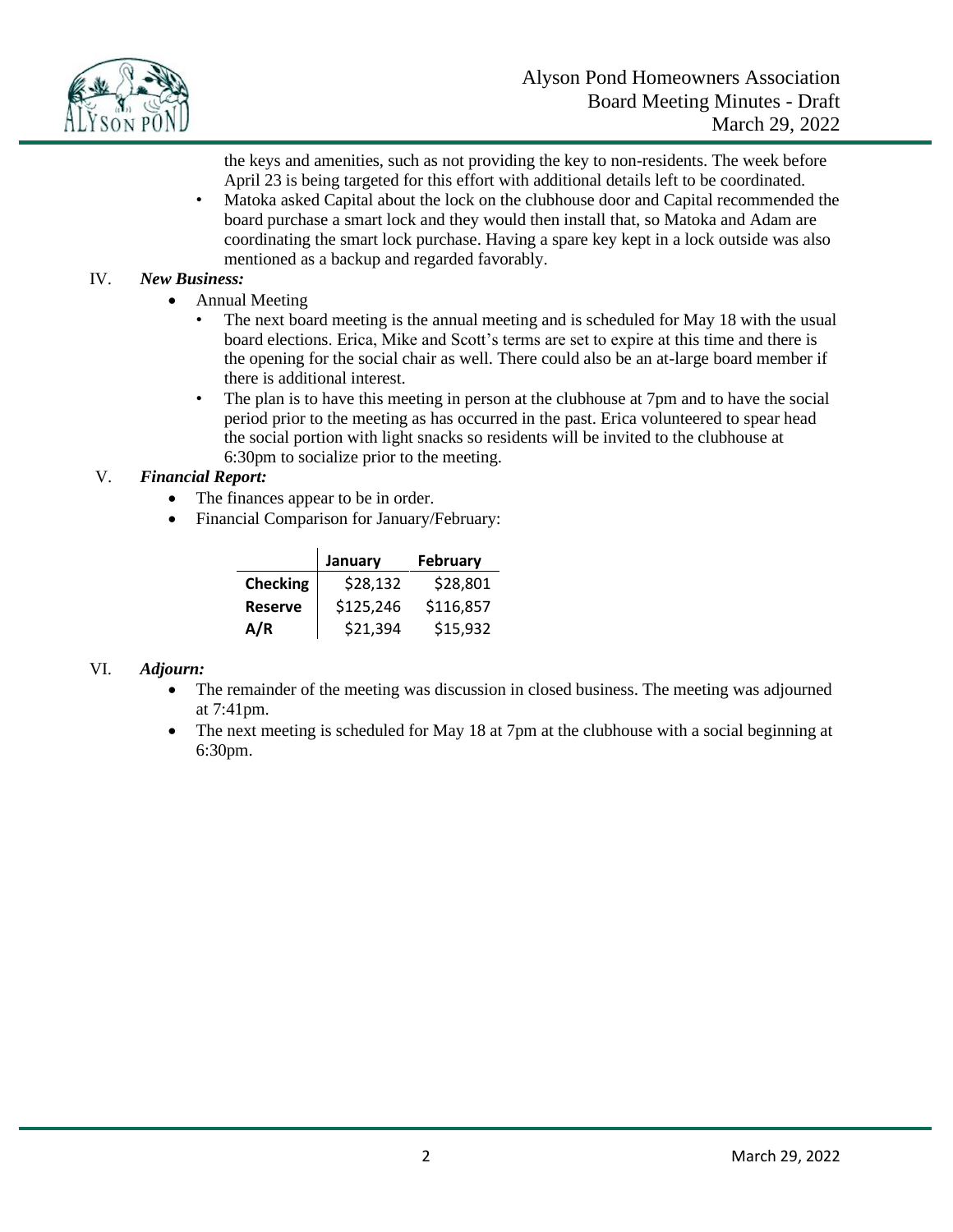the keys and amenities, such as not providing the key to non-residents. The week before April 23 is being targeted for this effort with additional details left to be coordinated.
  - Matoka asked Capital about the lock on the clubhouse door and Capital recommended the board purchase a smart lock and they would then install that, so Matoka and Adam are coordinating the smart lock purchase. Having a spare key kept in a lock outside was also mentioned as a backup and regarded favorably.

IV. ***New Business:***

- Annual Meeting
  - The next board meeting is the annual meeting and is scheduled for May 18 with the usual board elections. Erica, Mike and Scott's terms are set to expire at this time and there is the opening for the social chair as well. There could also be an at-large board member if there is additional interest.
  - The plan is to have this meeting in person at the clubhouse at 7pm and to have the social period prior to the meeting as has occurred in the past. Erica volunteered to spear head the social portion with light snacks so residents will be invited to the clubhouse at 6:30pm to socialize prior to the meeting.

V. ***Financial Report:***

- The finances appear to be in order.
- Financial Comparison for January/February:

| | **January** | **February** |
|---|---|---|
| **Checking** | $28,132 | $28,801 |
| **Reserve** | $125,246 | $116,857 |
| **A/R** | $21,394 | $15,932 |

VI. ***Adjourn:***

- The remainder of the meeting was discussion in closed business. The meeting was adjourned at 7:41pm.
- The next meeting is scheduled for May 18 at 7pm at the clubhouse with a social beginning at 6:30pm.